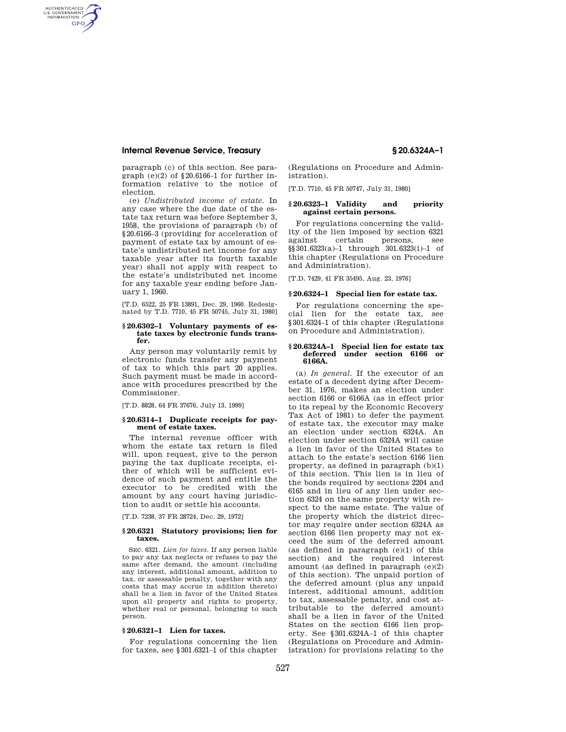paragraph (c) of this section. See paragraph (e)(2) of §20.6166–1 for further information relative to the notice of election.

(e) *Undistributed income of estate.* In any case where the due date of the estate tax return was before September 3, 1958, the provisions of paragraph (b) of §20.6166–3 (providing for acceleration of payment of estate tax by amount of estate's undistributed net income for any taxable year after its fourth taxable year) shall not apply with respect to the estate's undistributed net income for any taxable year ending before January 1, 1960.

[T.D. 6522, 25 FR 13891, Dec. 29, 1960. Redesignated by T.D. 7710, 45 FR 50745, July 31, 1980]

## §20.6302–1 Voluntary payments of estate taxes by electronic funds transfer.

Any person may voluntarily remit by electronic funds transfer any payment of tax to which this part 20 applies. Such payment must be made in accordance with procedures prescribed by the Commissioner.

[T.D. 8828, 64 FR 37676, July 13, 1999]

## §20.6314–1 Duplicate receipts for payment of estate taxes.

The internal revenue officer with whom the estate tax return is filed will, upon request, give to the person paying the tax duplicate receipts, either of which will be sufficient evidence of such payment and entitle the executor to be credited with the amount by any court having jurisdiction to audit or settle his accounts.

[T.D. 7238, 37 FR 28724, Dec. 29, 1972]

## §20.6321 Statutory provisions; lien for taxes.

SEC. 6321. *Lien for taxes.* If any person liable to pay any tax neglects or refuses to pay the same after demand, the amount (including any interest, additional amount, addition to tax, or assessable penalty, together with any costs that may accrue in addition thereto) shall be a lien in favor of the United States upon all property and rights to property, whether real or personal, belonging to such person.

## §20.6321–1 Lien for taxes.

For regulations concerning the lien for taxes, see §301.6321–1 of this chapter (Regulations on Procedure and Administration).

[T.D. 7710, 45 FR 50747, July 31, 1980]

## §20.6323–1 Validity and priority against certain persons.

For regulations concerning the validity of the lien imposed by section 6321 against certain persons, see §§301.6323(a)–1 through 301.6323(i)–1 of this chapter (Regulations on Procedure and Administration).

[T.D. 7429, 41 FR 35495, Aug. 23, 1976]

## §20.6324–1 Special lien for estate tax.

For regulations concerning the special lien for the estate tax, see §301.6324–1 of this chapter (Regulations on Procedure and Administration).

## §20.6324A–1 Special lien for estate tax deferred under section 6166 or 6166A.

(a) *In general.* If the executor of an estate of a decedent dying after December 31, 1976, makes an election under section 6166 or 6166A (as in effect prior to its repeal by the Economic Recovery Tax Act of 1981) to defer the payment of estate tax, the executor may make an election under section 6324A. An election under section 6324A will cause a lien in favor of the United States to attach to the estate's section 6166 lien property, as defined in paragraph (b)(1) of this section. This lien is in lieu of the bonds required by sections 2204 and 6165 and in lieu of any lien under section 6324 on the same property with respect to the same estate. The value of the property which the district director may require under section 6324A as section 6166 lien property may not exceed the sum of the deferred amount (as defined in paragraph (e)(1) of this section) and the required interest amount (as defined in paragraph (e)(2) of this section). The unpaid portion of the deferred amount (plus any unpaid interest, additional amount, addition to tax, assessable penalty, and cost attributable to the deferred amount) shall be a lien in favor of the United States on the section 6166 lien property. See §301.6324A–1 of this chapter (Regulations on Procedure and Administration) for provisions relating to the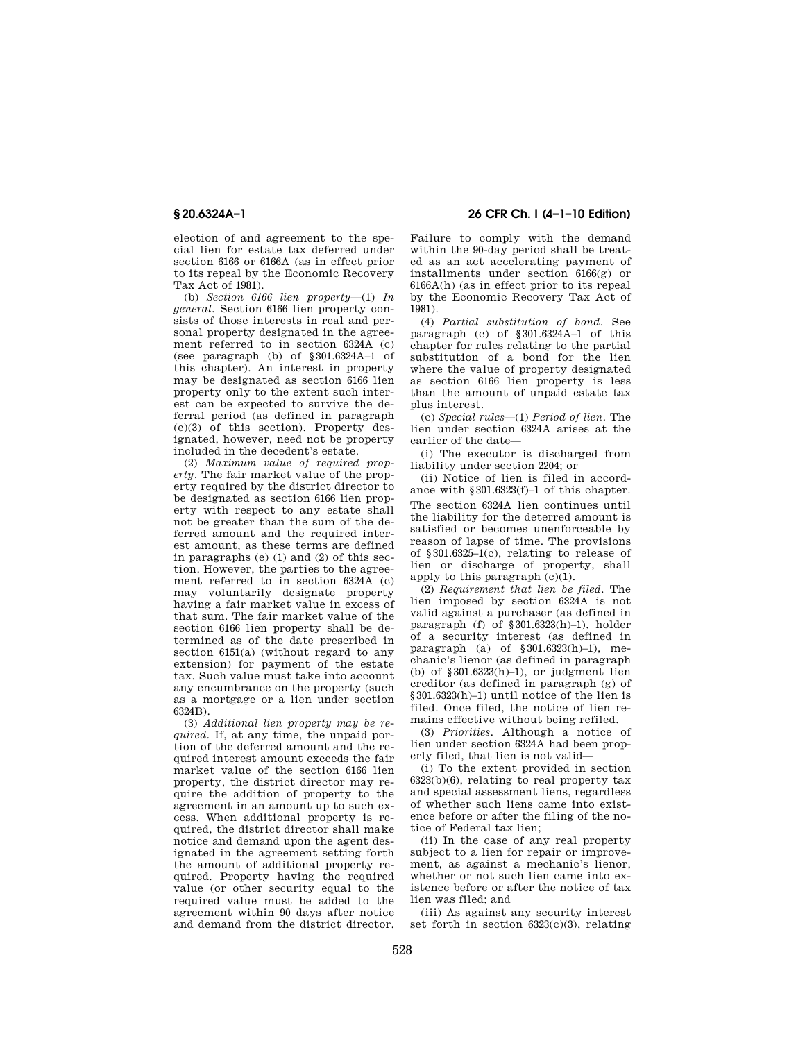election of and agreement to the special lien for estate tax deferred under section 6166 or 6166A (as in effect prior to its repeal by the Economic Recovery Tax Act of 1981).

(b) *Section 6166 lien property*—(1) *In general.* Section 6166 lien property consists of those interests in real and personal property designated in the agreement referred to in section 6324A (c) (see paragraph (b) of §301.6324A–1 of this chapter). An interest in property may be designated as section 6166 lien property only to the extent such interest can be expected to survive the deferral period (as defined in paragraph (e)(3) of this section). Property designated, however, need not be property included in the decedent's estate.

(2) *Maximum value of required property.* The fair market value of the property required by the district director to be designated as section 6166 lien property with respect to any estate shall not be greater than the sum of the deferred amount and the required interest amount, as these terms are defined in paragraphs (e) (1) and (2) of this section. However, the parties to the agreement referred to in section 6324A (c) may voluntarily designate property having a fair market value in excess of that sum. The fair market value of the section 6166 lien property shall be determined as of the date prescribed in section 6151(a) (without regard to any extension) for payment of the estate tax. Such value must take into account any encumbrance on the property (such as a mortgage or a lien under section 6324B).

(3) *Additional lien property may be required.* If, at any time, the unpaid portion of the deferred amount and the required interest amount exceeds the fair market value of the section 6166 lien property, the district director may require the addition of property to the agreement in an amount up to such excess. When additional property is required, the district director shall make notice and demand upon the agent designated in the agreement setting forth the amount of additional property required. Property having the required value (or other security equal to the required value must be added to the agreement within 90 days after notice and demand from the district director. Failure to comply with the demand within the 90-day period shall be treated as an act accelerating payment of installments under section 6166(g) or 6166A(h) (as in effect prior to its repeal by the Economic Recovery Tax Act of 1981).

(4) *Partial substitution of bond.* See paragraph (c) of §301.6324A–1 of this chapter for rules relating to the partial substitution of a bond for the lien where the value of property designated as section 6166 lien property is less than the amount of unpaid estate tax plus interest.

(c) *Special rules*—(1) *Period of lien.* The lien under section 6324A arises at the earlier of the date—

(i) The executor is discharged from liability under section 2204; or

(ii) Notice of lien is filed in accordance with §301.6323(f)–1 of this chapter.

The section 6324A lien continues until the liability for the deterred amount is satisfied or becomes unenforceable by reason of lapse of time. The provisions of §301.6325–1(c), relating to release of lien or discharge of property, shall apply to this paragraph (c)(1).

(2) *Requirement that lien be filed.* The lien imposed by section 6324A is not valid against a purchaser (as defined in paragraph (f) of §301.6323(h)–1), holder of a security interest (as defined in paragraph (a) of §301.6323(h)–1), mechanic's lienor (as defined in paragraph (b) of §301.6323(h)–1), or judgment lien creditor (as defined in paragraph (g) of §301.6323(h)–1) until notice of the lien is filed. Once filed, the notice of lien remains effective without being refiled.

(3) *Priorities.* Although a notice of lien under section 6324A had been properly filed, that lien is not valid—

(i) To the extent provided in section 6323(b)(6), relating to real property tax and special assessment liens, regardless of whether such liens came into existence before or after the filing of the notice of Federal tax lien;

(ii) In the case of any real property subject to a lien for repair or improvement, as against a mechanic's lienor, whether or not such lien came into existence before or after the notice of tax lien was filed; and

(iii) As against any security interest set forth in section 6323(c)(3), relating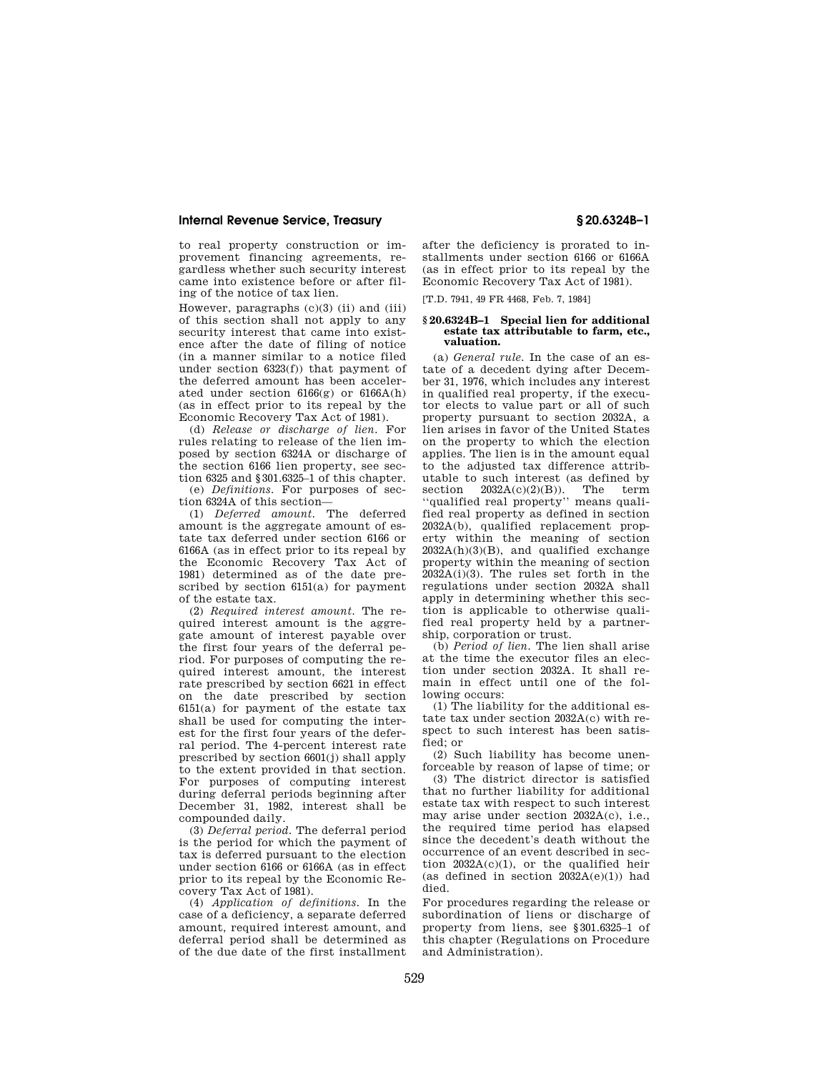to real property construction or improvement financing agreements, regardless whether such security interest came into existence before or after filing of the notice of tax lien.

However, paragraphs (c)(3) (ii) and (iii) of this section shall not apply to any security interest that came into existence after the date of filing of notice (in a manner similar to a notice filed under section 6323(f)) that payment of the deferred amount has been accelerated under section 6166(g) or 6166A(h) (as in effect prior to its repeal by the Economic Recovery Tax Act of 1981).

(d) *Release or discharge of lien.* For rules relating to release of the lien imposed by section 6324A or discharge of the section 6166 lien property, see section 6325 and §301.6325–1 of this chapter.

(e) *Definitions.* For purposes of section 6324A of this section—

(1) *Deferred amount.* The deferred amount is the aggregate amount of estate tax deferred under section 6166 or 6166A (as in effect prior to its repeal by the Economic Recovery Tax Act of 1981) determined as of the date prescribed by section 6151(a) for payment of the estate tax.

(2) *Required interest amount.* The required interest amount is the aggregate amount of interest payable over the first four years of the deferral period. For purposes of computing the required interest amount, the interest rate prescribed by section 6621 in effect on the date prescribed by section 6151(a) for payment of the estate tax shall be used for computing the interest for the first four years of the deferral period. The 4-percent interest rate prescribed by section 6601(j) shall apply to the extent provided in that section. For purposes of computing interest during deferral periods beginning after December 31, 1982, interest shall be compounded daily.

(3) *Deferral period.* The deferral period is the period for which the payment of tax is deferred pursuant to the election under section 6166 or 6166A (as in effect prior to its repeal by the Economic Recovery Tax Act of 1981).

(4) *Application of definitions.* In the case of a deficiency, a separate deferred amount, required interest amount, and deferral period shall be determined as of the due date of the first installment after the deficiency is prorated to installments under section 6166 or 6166A (as in effect prior to its repeal by the Economic Recovery Tax Act of 1981).

[T.D. 7941, 49 FR 4468, Feb. 7, 1984]

## §20.6324B–1 Special lien for additional estate tax attributable to farm, etc., valuation.

(a) *General rule.* In the case of an estate of a decedent dying after December 31, 1976, which includes any interest in qualified real property, if the executor elects to value part or all of such property pursuant to section 2032A, a lien arises in favor of the United States on the property to which the election applies. The lien is in the amount equal to the adjusted tax difference attributable to such interest (as defined by section 2032A(c)(2)(B)). The term ''qualified real property'' means qualified real property as defined in section 2032A(b), qualified replacement property within the meaning of section 2032A(h)(3)(B), and qualified exchange property within the meaning of section 2032A(i)(3). The rules set forth in the regulations under section 2032A shall apply in determining whether this section is applicable to otherwise qualified real property held by a partnership, corporation or trust.

(b) *Period of lien.* The lien shall arise at the time the executor files an election under section 2032A. It shall remain in effect until one of the following occurs:

(1) The liability for the additional estate tax under section 2032A(c) with respect to such interest has been satisfied; or

(2) Such liability has become unenforceable by reason of lapse of time; or

(3) The district director is satisfied that no further liability for additional estate tax with respect to such interest may arise under section 2032A(c), i.e., the required time period has elapsed since the decedent's death without the occurrence of an event described in section 2032A(c)(1), or the qualified heir (as defined in section 2032A(e)(1)) had died.

For procedures regarding the release or subordination of liens or discharge of property from liens, see §301.6325–1 of this chapter (Regulations on Procedure and Administration).